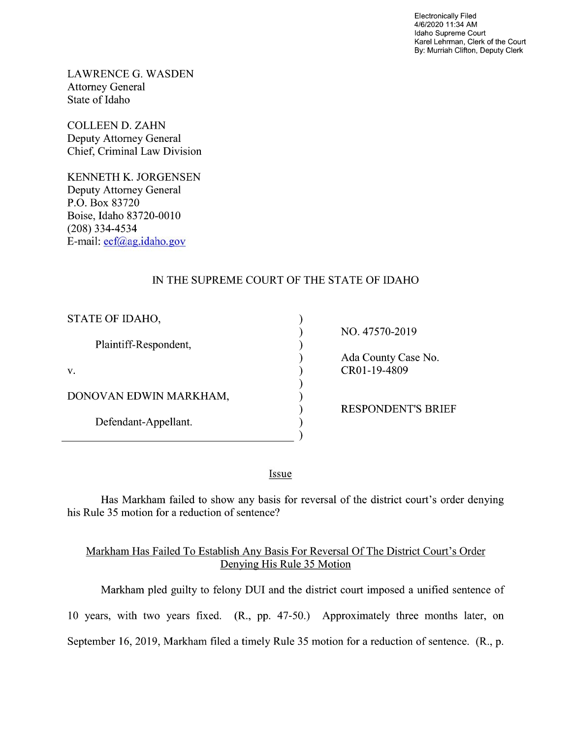Electronically Filed
4/6/2020 11:34 AM
Idaho Supreme Court
Karel Lehrman, Clerk of the Court
By: Murriah Clifton, Deputy Clerk

LAWRENCE G. WASDEN
Attorney General
State of Idaho

COLLEEN D. ZAHN
Deputy Attorney General
Chief, Criminal Law Division

KENNETH K. JORGENSEN
Deputy Attorney General
P.O. Box 83720
Boise, Idaho 83720-0010
(208) 334-4534
E-mail: ecf@ag.idaho.gov

IN THE SUPREME COURT OF THE STATE OF IDAHO

| | |
|---|---|
| STATE OF IDAHO, | NO. 47570-2019 |
| Plaintiff-Respondent, | Ada County Case No. CR01-19-4809 |
| v. | |
| DONOVAN EDWIN MARKHAM, | RESPONDENT'S BRIEF |
| Defendant-Appellant. | |

## Issue

Has Markham failed to show any basis for reversal of the district court's order denying his Rule 35 motion for a reduction of sentence?

## Markham Has Failed To Establish Any Basis For Reversal Of The District Court's Order Denying His Rule 35 Motion

Markham pled guilty to felony DUI and the district court imposed a unified sentence of 10 years, with two years fixed. (R., pp. 47-50.) Approximately three months later, on September 16, 2019, Markham filed a timely Rule 35 motion for a reduction of sentence. (R., p.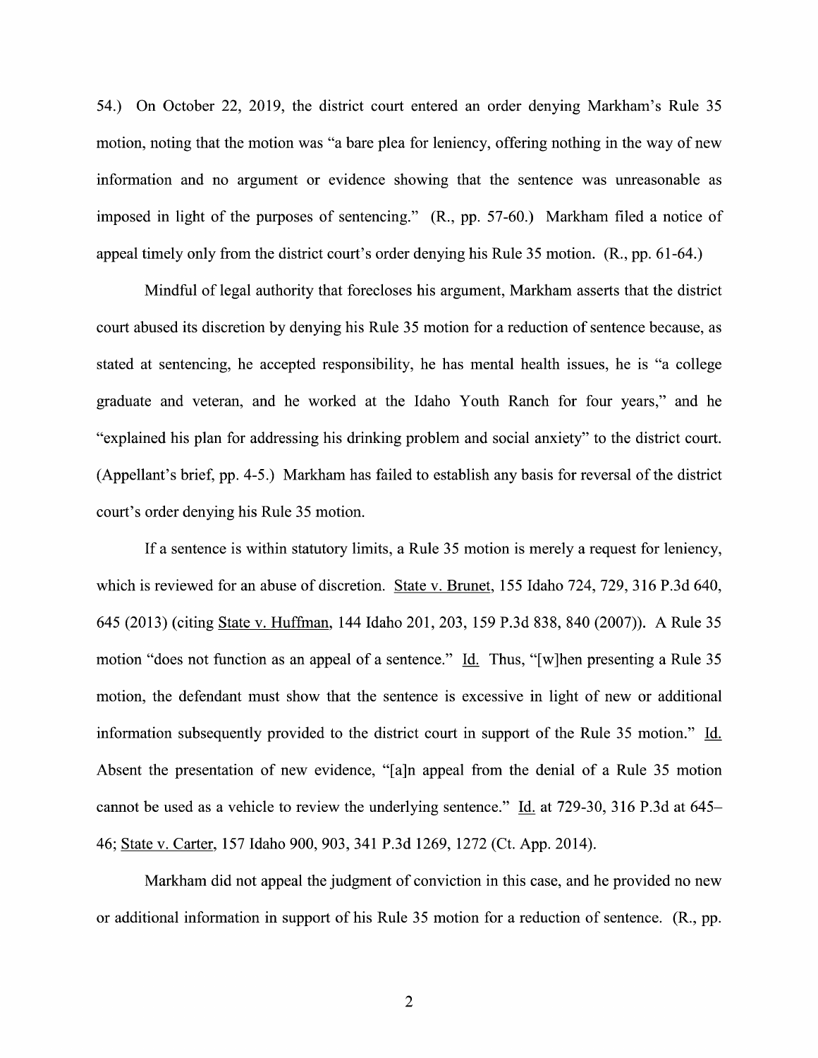54.) On October 22, 2019, the district court entered an order denying Markham's Rule 35 motion, noting that the motion was "a bare plea for leniency, offering nothing in the way of new information and no argument or evidence showing that the sentence was unreasonable as imposed in light of the purposes of sentencing." (R., pp. 57-60.) Markham filed a notice of appeal timely only from the district court's order denying his Rule 35 motion. (R., pp. 61-64.)

Mindful of legal authority that forecloses his argument, Markham asserts that the district court abused its discretion by denying his Rule 35 motion for a reduction of sentence because, as stated at sentencing, he accepted responsibility, he has mental health issues, he is "a college graduate and veteran, and he worked at the Idaho Youth Ranch for four years," and he "explained his plan for addressing his drinking problem and social anxiety" to the district court. (Appellant's brief, pp. 4-5.) Markham has failed to establish any basis for reversal of the district court's order denying his Rule 35 motion.

If a sentence is within statutory limits, a Rule 35 motion is merely a request for leniency, which is reviewed for an abuse of discretion. State v. Brunet, 155 Idaho 724, 729, 316 P.3d 640, 645 (2013) (citing State v. Huffman, 144 Idaho 201, 203, 159 P.3d 838, 840 (2007)). A Rule 35 motion "does not function as an appeal of a sentence." Id. Thus, "[w]hen presenting a Rule 35 motion, the defendant must show that the sentence is excessive in light of new or additional information subsequently provided to the district court in support of the Rule 35 motion." Id. Absent the presentation of new evidence, "[a]n appeal from the denial of a Rule 35 motion cannot be used as a vehicle to review the underlying sentence." Id. at 729-30, 316 P.3d at 645–46; State v. Carter, 157 Idaho 900, 903, 341 P.3d 1269, 1272 (Ct. App. 2014).

Markham did not appeal the judgment of conviction in this case, and he provided no new or additional information in support of his Rule 35 motion for a reduction of sentence. (R., pp.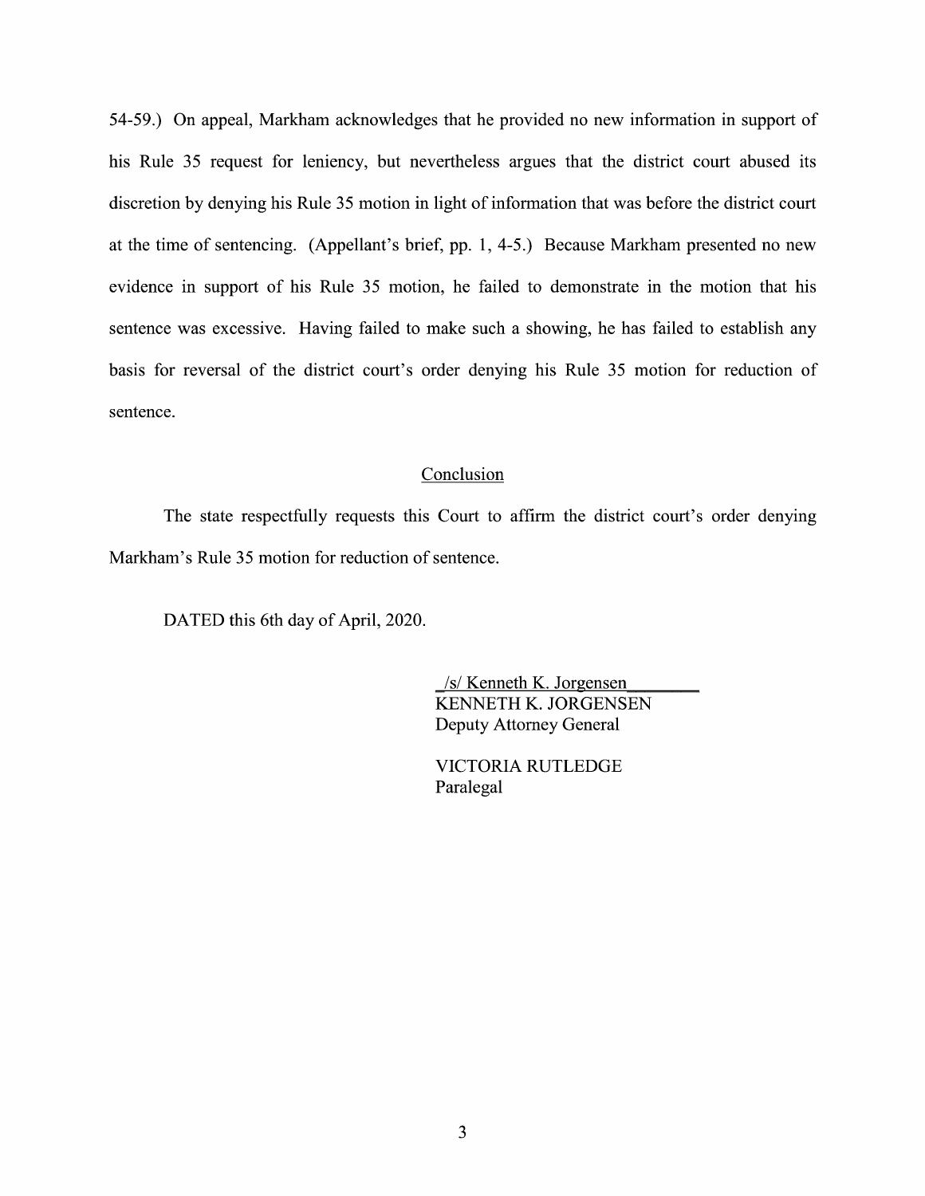54-59.) On appeal, Markham acknowledges that he provided no new information in support of his Rule 35 request for leniency, but nevertheless argues that the district court abused its discretion by denying his Rule 35 motion in light of information that was before the district court at the time of sentencing. (Appellant's brief, pp. 1, 4-5.) Because Markham presented no new evidence in support of his Rule 35 motion, he failed to demonstrate in the motion that his sentence was excessive. Having failed to make such a showing, he has failed to establish any basis for reversal of the district court's order denying his Rule 35 motion for reduction of sentence.

## Conclusion

The state respectfully requests this Court to affirm the district court's order denying Markham's Rule 35 motion for reduction of sentence.

DATED this 6th day of April, 2020.

/s/ Kenneth K. Jorgensen
KENNETH K. JORGENSEN
Deputy Attorney General

VICTORIA RUTLEDGE
Paralegal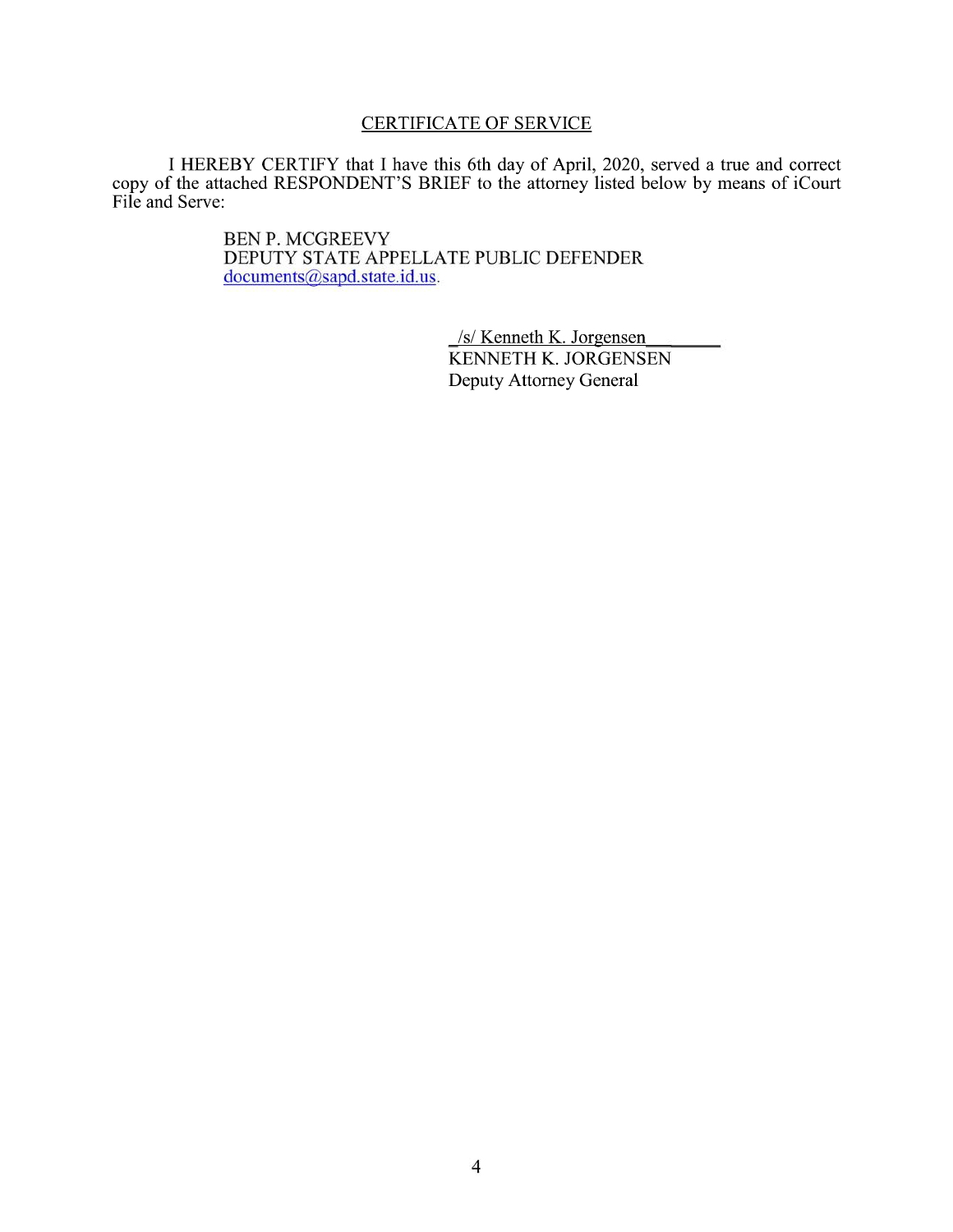## CERTIFICATE OF SERVICE

I HEREBY CERTIFY that I have this 6th day of April, 2020, served a true and correct copy of the attached RESPONDENT'S BRIEF to the attorney listed below by means of iCourt File and Serve:

BEN P. MCGREEVY
DEPUTY STATE APPELLATE PUBLIC DEFENDER
documents@sapd.state.id.us.

/s/ Kenneth K. Jorgensen
KENNETH K. JORGENSEN
Deputy Attorney General